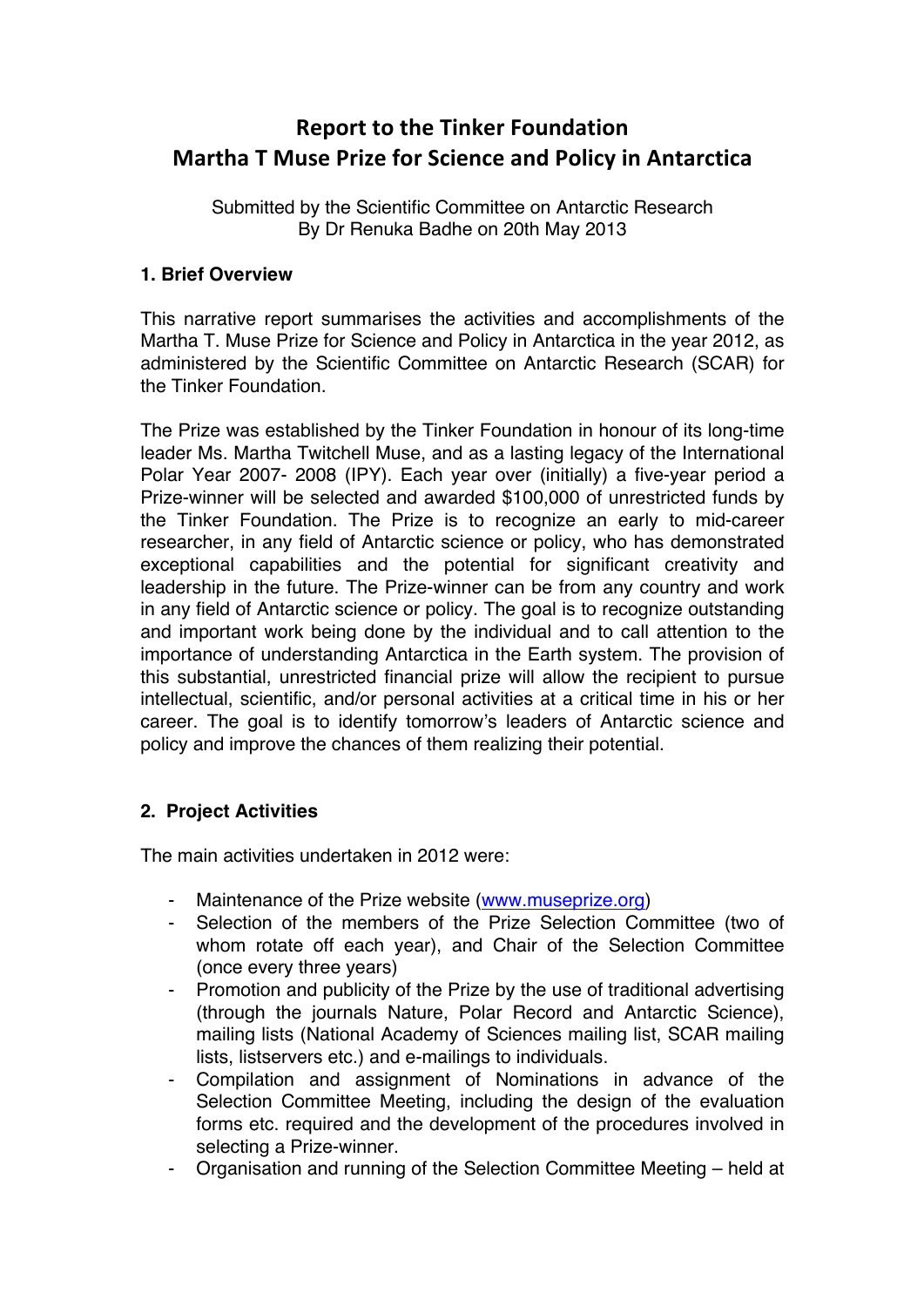# Report to the Tinker Foundation
# Martha T Muse Prize for Science and Policy in Antarctica

Submitted by the Scientific Committee on Antarctic Research
By Dr Renuka Badhe on 20th May 2013

### 1. Brief Overview

This narrative report summarises the activities and accomplishments of the Martha T. Muse Prize for Science and Policy in Antarctica in the year 2012, as administered by the Scientific Committee on Antarctic Research (SCAR) for the Tinker Foundation.

The Prize was established by the Tinker Foundation in honour of its long-time leader Ms. Martha Twitchell Muse, and as a lasting legacy of the International Polar Year 2007- 2008 (IPY). Each year over (initially) a five-year period a Prize-winner will be selected and awarded $100,000 of unrestricted funds by the Tinker Foundation. The Prize is to recognize an early to mid-career researcher, in any field of Antarctic science or policy, who has demonstrated exceptional capabilities and the potential for significant creativity and leadership in the future. The Prize-winner can be from any country and work in any field of Antarctic science or policy. The goal is to recognize outstanding and important work being done by the individual and to call attention to the importance of understanding Antarctica in the Earth system. The provision of this substantial, unrestricted financial prize will allow the recipient to pursue intellectual, scientific, and/or personal activities at a critical time in his or her career. The goal is to identify tomorrow's leaders of Antarctic science and policy and improve the chances of them realizing their potential.

### 2. Project Activities

The main activities undertaken in 2012 were:

- Maintenance of the Prize website (www.museprize.org)
- Selection of the members of the Prize Selection Committee (two of whom rotate off each year), and Chair of the Selection Committee (once every three years)
- Promotion and publicity of the Prize by the use of traditional advertising (through the journals Nature, Polar Record and Antarctic Science), mailing lists (National Academy of Sciences mailing list, SCAR mailing lists, listservers etc.) and e-mailings to individuals.
- Compilation and assignment of Nominations in advance of the Selection Committee Meeting, including the design of the evaluation forms etc. required and the development of the procedures involved in selecting a Prize-winner.
- Organisation and running of the Selection Committee Meeting – held at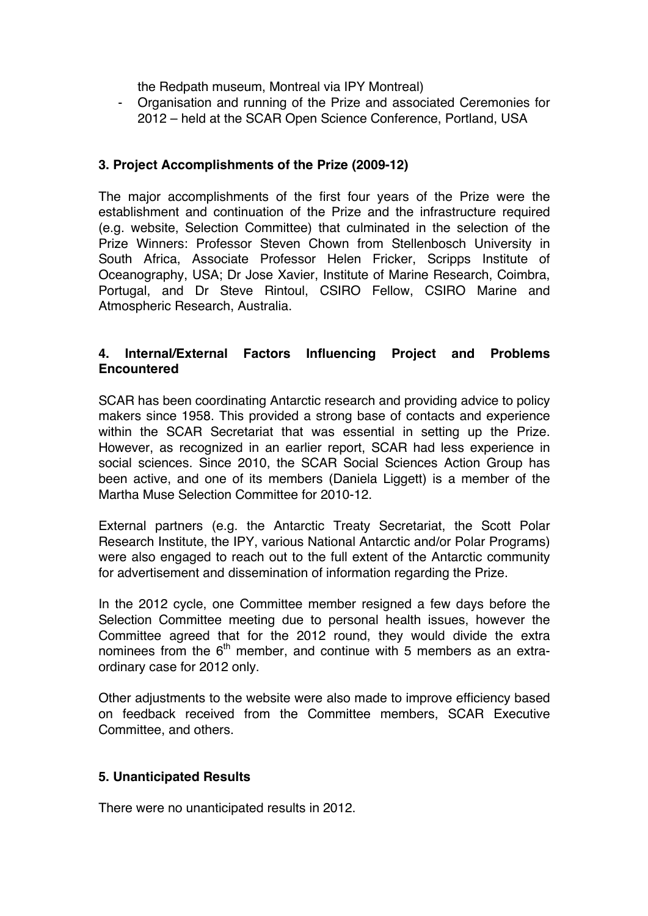the Redpath museum, Montreal via IPY Montreal)

- Organisation and running of the Prize and associated Ceremonies for 2012 – held at the SCAR Open Science Conference, Portland, USA

## 3. Project Accomplishments of the Prize (2009-12)

The major accomplishments of the first four years of the Prize were the establishment and continuation of the Prize and the infrastructure required (e.g. website, Selection Committee) that culminated in the selection of the Prize Winners: Professor Steven Chown from Stellenbosch University in South Africa, Associate Professor Helen Fricker, Scripps Institute of Oceanography, USA; Dr Jose Xavier, Institute of Marine Research, Coimbra, Portugal, and Dr Steve Rintoul, CSIRO Fellow, CSIRO Marine and Atmospheric Research, Australia.

## 4. Internal/External Factors Influencing Project and Problems Encountered

SCAR has been coordinating Antarctic research and providing advice to policy makers since 1958. This provided a strong base of contacts and experience within the SCAR Secretariat that was essential in setting up the Prize. However, as recognized in an earlier report, SCAR had less experience in social sciences. Since 2010, the SCAR Social Sciences Action Group has been active, and one of its members (Daniela Liggett) is a member of the Martha Muse Selection Committee for 2010-12.

External partners (e.g. the Antarctic Treaty Secretariat, the Scott Polar Research Institute, the IPY, various National Antarctic and/or Polar Programs) were also engaged to reach out to the full extent of the Antarctic community for advertisement and dissemination of information regarding the Prize.

In the 2012 cycle, one Committee member resigned a few days before the Selection Committee meeting due to personal health issues, however the Committee agreed that for the 2012 round, they would divide the extra nominees from the 6th member, and continue with 5 members as an extra-ordinary case for 2012 only.

Other adjustments to the website were also made to improve efficiency based on feedback received from the Committee members, SCAR Executive Committee, and others.

## 5. Unanticipated Results

There were no unanticipated results in 2012.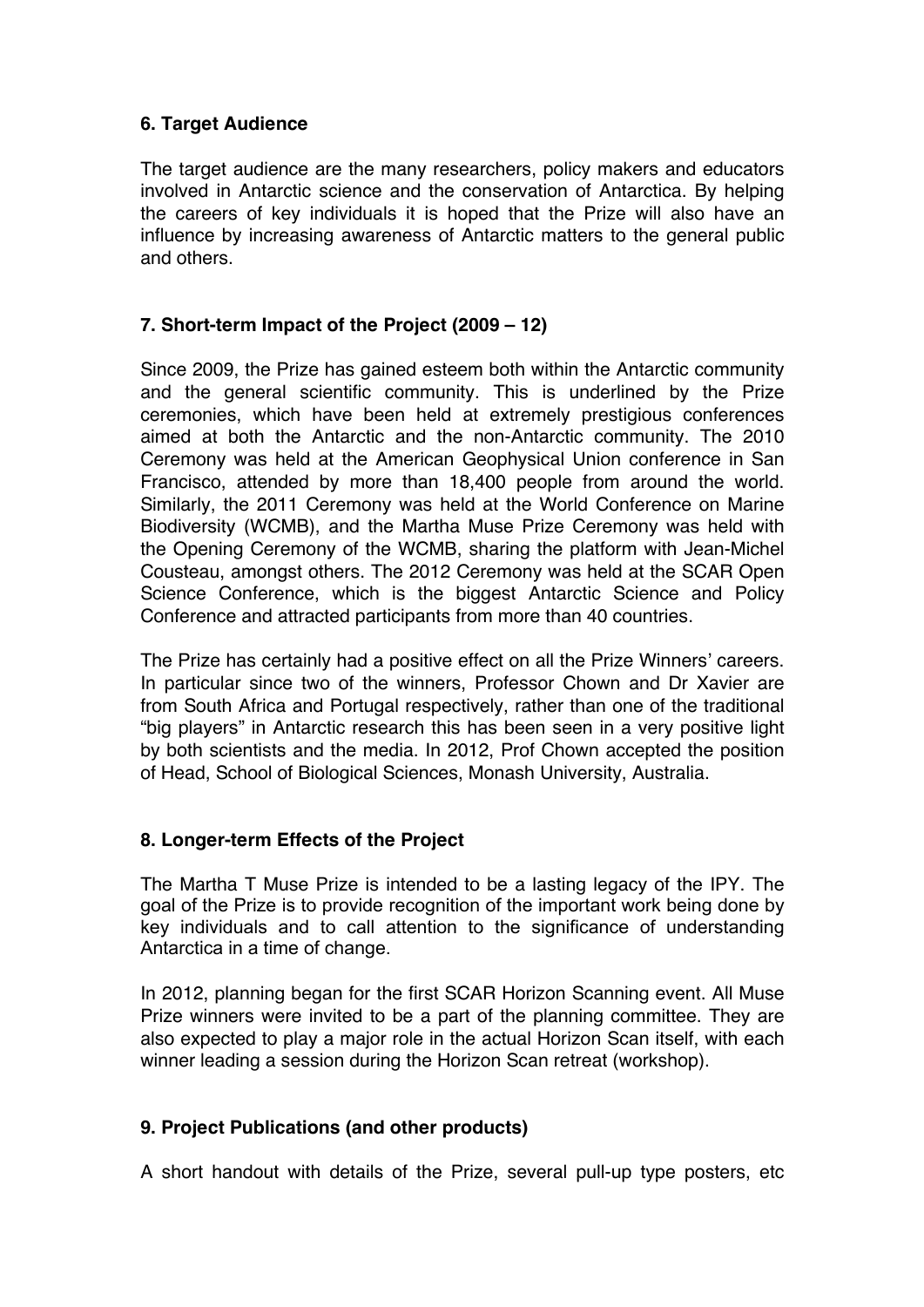## 6. Target Audience

The target audience are the many researchers, policy makers and educators involved in Antarctic science and the conservation of Antarctica. By helping the careers of key individuals it is hoped that the Prize will also have an influence by increasing awareness of Antarctic matters to the general public and others.

## 7. Short-term Impact of the Project (2009 – 12)

Since 2009, the Prize has gained esteem both within the Antarctic community and the general scientific community. This is underlined by the Prize ceremonies, which have been held at extremely prestigious conferences aimed at both the Antarctic and the non-Antarctic community. The 2010 Ceremony was held at the American Geophysical Union conference in San Francisco, attended by more than 18,400 people from around the world. Similarly, the 2011 Ceremony was held at the World Conference on Marine Biodiversity (WCMB), and the Martha Muse Prize Ceremony was held with the Opening Ceremony of the WCMB, sharing the platform with Jean-Michel Cousteau, amongst others. The 2012 Ceremony was held at the SCAR Open Science Conference, which is the biggest Antarctic Science and Policy Conference and attracted participants from more than 40 countries.

The Prize has certainly had a positive effect on all the Prize Winners' careers. In particular since two of the winners, Professor Chown and Dr Xavier are from South Africa and Portugal respectively, rather than one of the traditional "big players" in Antarctic research this has been seen in a very positive light by both scientists and the media. In 2012, Prof Chown accepted the position of Head, School of Biological Sciences, Monash University, Australia.

## 8. Longer-term Effects of the Project

The Martha T Muse Prize is intended to be a lasting legacy of the IPY. The goal of the Prize is to provide recognition of the important work being done by key individuals and to call attention to the significance of understanding Antarctica in a time of change.

In 2012, planning began for the first SCAR Horizon Scanning event. All Muse Prize winners were invited to be a part of the planning committee. They are also expected to play a major role in the actual Horizon Scan itself, with each winner leading a session during the Horizon Scan retreat (workshop).

## 9. Project Publications (and other products)

A short handout with details of the Prize, several pull-up type posters, etc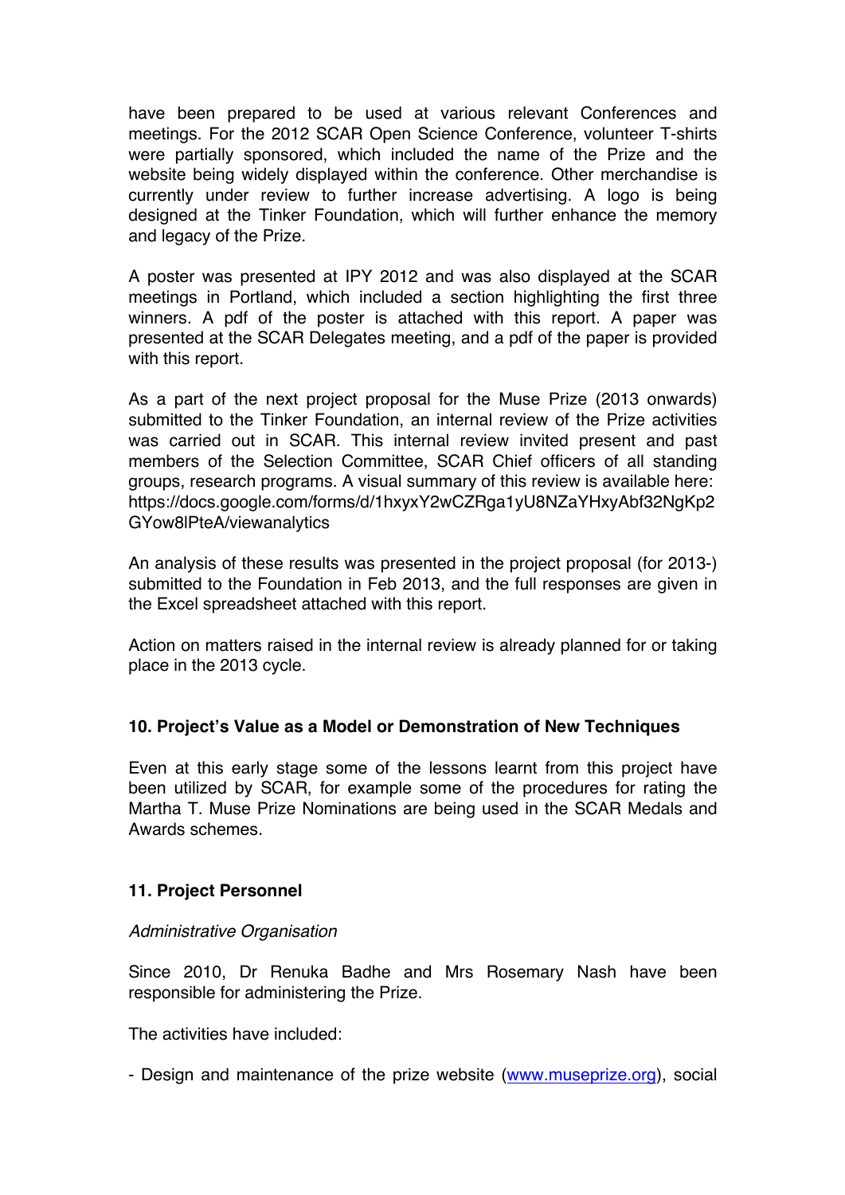have been prepared to be used at various relevant Conferences and meetings. For the 2012 SCAR Open Science Conference, volunteer T-shirts were partially sponsored, which included the name of the Prize and the website being widely displayed within the conference. Other merchandise is currently under review to further increase advertising. A logo is being designed at the Tinker Foundation, which will further enhance the memory and legacy of the Prize.

A poster was presented at IPY 2012 and was also displayed at the SCAR meetings in Portland, which included a section highlighting the first three winners. A pdf of the poster is attached with this report. A paper was presented at the SCAR Delegates meeting, and a pdf of the paper is provided with this report.

As a part of the next project proposal for the Muse Prize (2013 onwards) submitted to the Tinker Foundation, an internal review of the Prize activities was carried out in SCAR. This internal review invited present and past members of the Selection Committee, SCAR Chief officers of all standing groups, research programs. A visual summary of this review is available here: https://docs.google.com/forms/d/1hxyxY2wCZRga1yU8NZaYHxyAbf32NgKp2GYow8lPteA/viewanalytics

An analysis of these results was presented in the project proposal (for 2013-) submitted to the Foundation in Feb 2013, and the full responses are given in the Excel spreadsheet attached with this report.

Action on matters raised in the internal review is already planned for or taking place in the 2013 cycle.

### 10. Project's Value as a Model or Demonstration of New Techniques

Even at this early stage some of the lessons learnt from this project have been utilized by SCAR, for example some of the procedures for rating the Martha T. Muse Prize Nominations are being used in the SCAR Medals and Awards schemes.

### 11. Project Personnel

*Administrative Organisation*

Since 2010, Dr Renuka Badhe and Mrs Rosemary Nash have been responsible for administering the Prize.

The activities have included:

- Design and maintenance of the prize website ([www.museprize.org](www.museprize.org)), social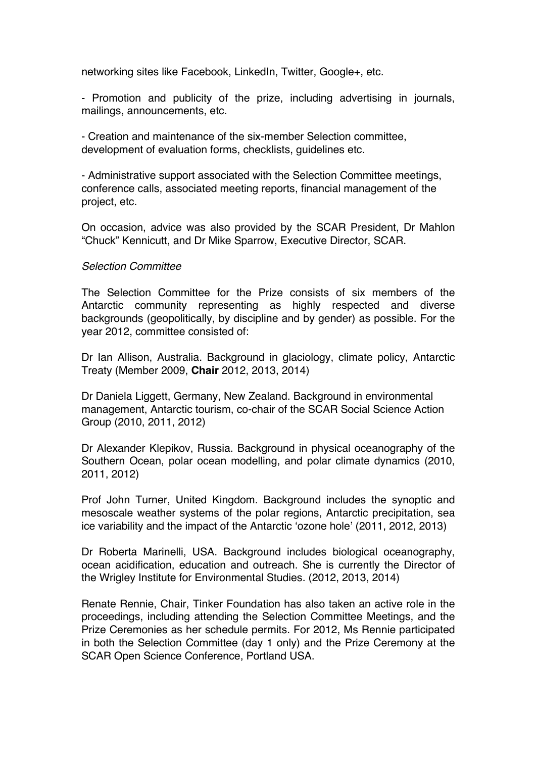networking sites like Facebook, LinkedIn, Twitter, Google+, etc.

- Promotion and publicity of the prize, including advertising in journals, mailings, announcements, etc.

- Creation and maintenance of the six-member Selection committee, development of evaluation forms, checklists, guidelines etc.

- Administrative support associated with the Selection Committee meetings, conference calls, associated meeting reports, financial management of the project, etc.

On occasion, advice was also provided by the SCAR President, Dr Mahlon "Chuck" Kennicutt, and Dr Mike Sparrow, Executive Director, SCAR.

*Selection Committee*

The Selection Committee for the Prize consists of six members of the Antarctic community representing as highly respected and diverse backgrounds (geopolitically, by discipline and by gender) as possible. For the year 2012, committee consisted of:

Dr Ian Allison, Australia. Background in glaciology, climate policy, Antarctic Treaty (Member 2009, **Chair** 2012, 2013, 2014)

Dr Daniela Liggett, Germany, New Zealand. Background in environmental management, Antarctic tourism, co-chair of the SCAR Social Science Action Group (2010, 2011, 2012)

Dr Alexander Klepikov, Russia. Background in physical oceanography of the Southern Ocean, polar ocean modelling, and polar climate dynamics (2010, 2011, 2012)

Prof John Turner, United Kingdom. Background includes the synoptic and mesoscale weather systems of the polar regions, Antarctic precipitation, sea ice variability and the impact of the Antarctic 'ozone hole' (2011, 2012, 2013)

Dr Roberta Marinelli, USA. Background includes biological oceanography, ocean acidification, education and outreach. She is currently the Director of the Wrigley Institute for Environmental Studies. (2012, 2013, 2014)

Renate Rennie, Chair, Tinker Foundation has also taken an active role in the proceedings, including attending the Selection Committee Meetings, and the Prize Ceremonies as her schedule permits. For 2012, Ms Rennie participated in both the Selection Committee (day 1 only) and the Prize Ceremony at the SCAR Open Science Conference, Portland USA.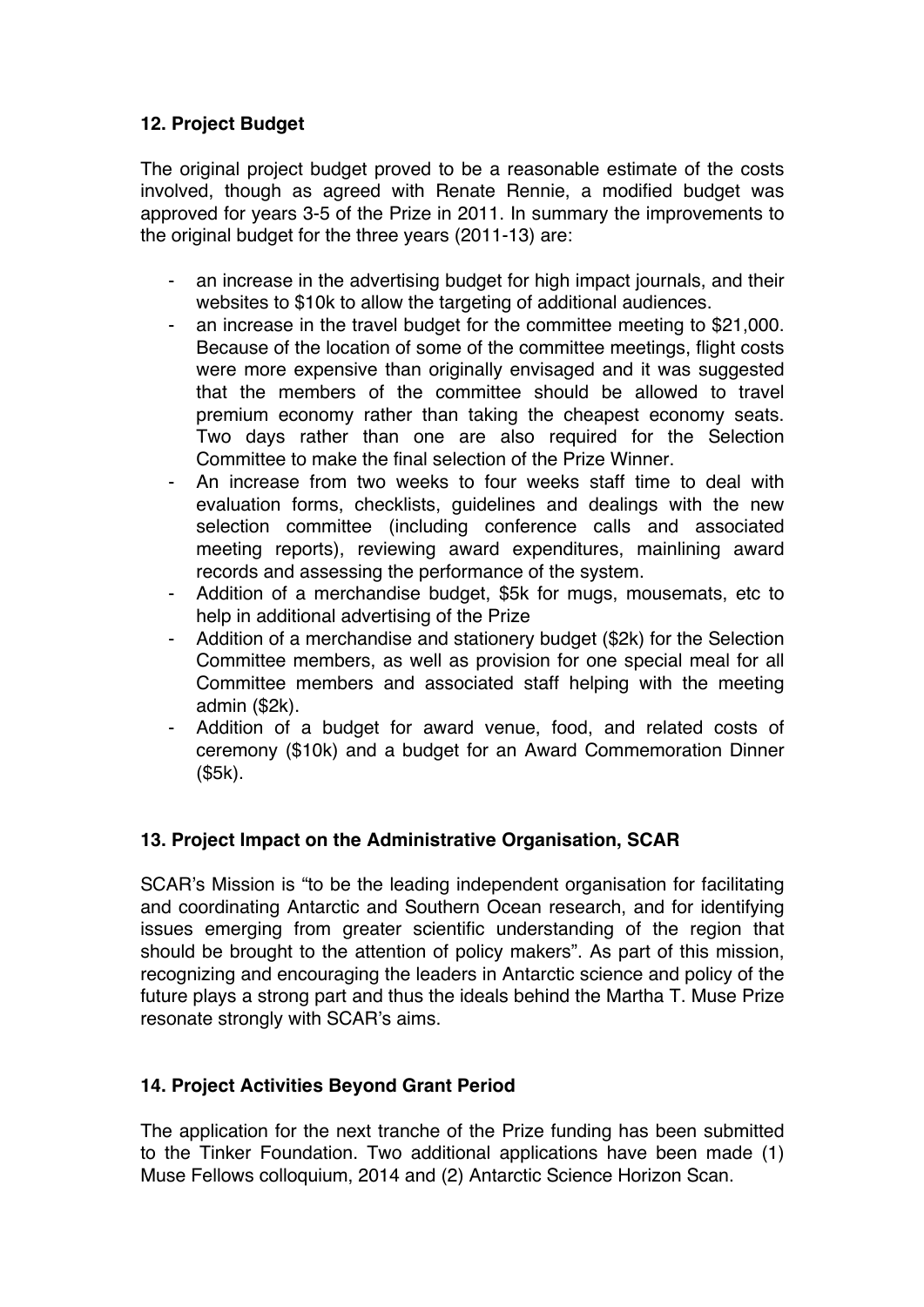**12. Project Budget**

The original project budget proved to be a reasonable estimate of the costs involved, though as agreed with Renate Rennie, a modified budget was approved for years 3-5 of the Prize in 2011. In summary the improvements to the original budget for the three years (2011-13) are:

- an increase in the advertising budget for high impact journals, and their websites to $10k to allow the targeting of additional audiences.
- an increase in the travel budget for the committee meeting to $21,000. Because of the location of some of the committee meetings, flight costs were more expensive than originally envisaged and it was suggested that the members of the committee should be allowed to travel premium economy rather than taking the cheapest economy seats. Two days rather than one are also required for the Selection Committee to make the final selection of the Prize Winner.
- An increase from two weeks to four weeks staff time to deal with evaluation forms, checklists, guidelines and dealings with the new selection committee (including conference calls and associated meeting reports), reviewing award expenditures, mainlining award records and assessing the performance of the system.
- Addition of a merchandise budget, $5k for mugs, mousemats, etc to help in additional advertising of the Prize
- Addition of a merchandise and stationery budget ($2k) for the Selection Committee members, as well as provision for one special meal for all Committee members and associated staff helping with the meeting admin ($2k).
- Addition of a budget for award venue, food, and related costs of ceremony ($10k) and a budget for an Award Commemoration Dinner ($5k).

**13. Project Impact on the Administrative Organisation, SCAR**

SCAR's Mission is "to be the leading independent organisation for facilitating and coordinating Antarctic and Southern Ocean research, and for identifying issues emerging from greater scientific understanding of the region that should be brought to the attention of policy makers". As part of this mission, recognizing and encouraging the leaders in Antarctic science and policy of the future plays a strong part and thus the ideals behind the Martha T. Muse Prize resonate strongly with SCAR's aims.

**14. Project Activities Beyond Grant Period**

The application for the next tranche of the Prize funding has been submitted to the Tinker Foundation. Two additional applications have been made (1) Muse Fellows colloquium, 2014 and (2) Antarctic Science Horizon Scan.